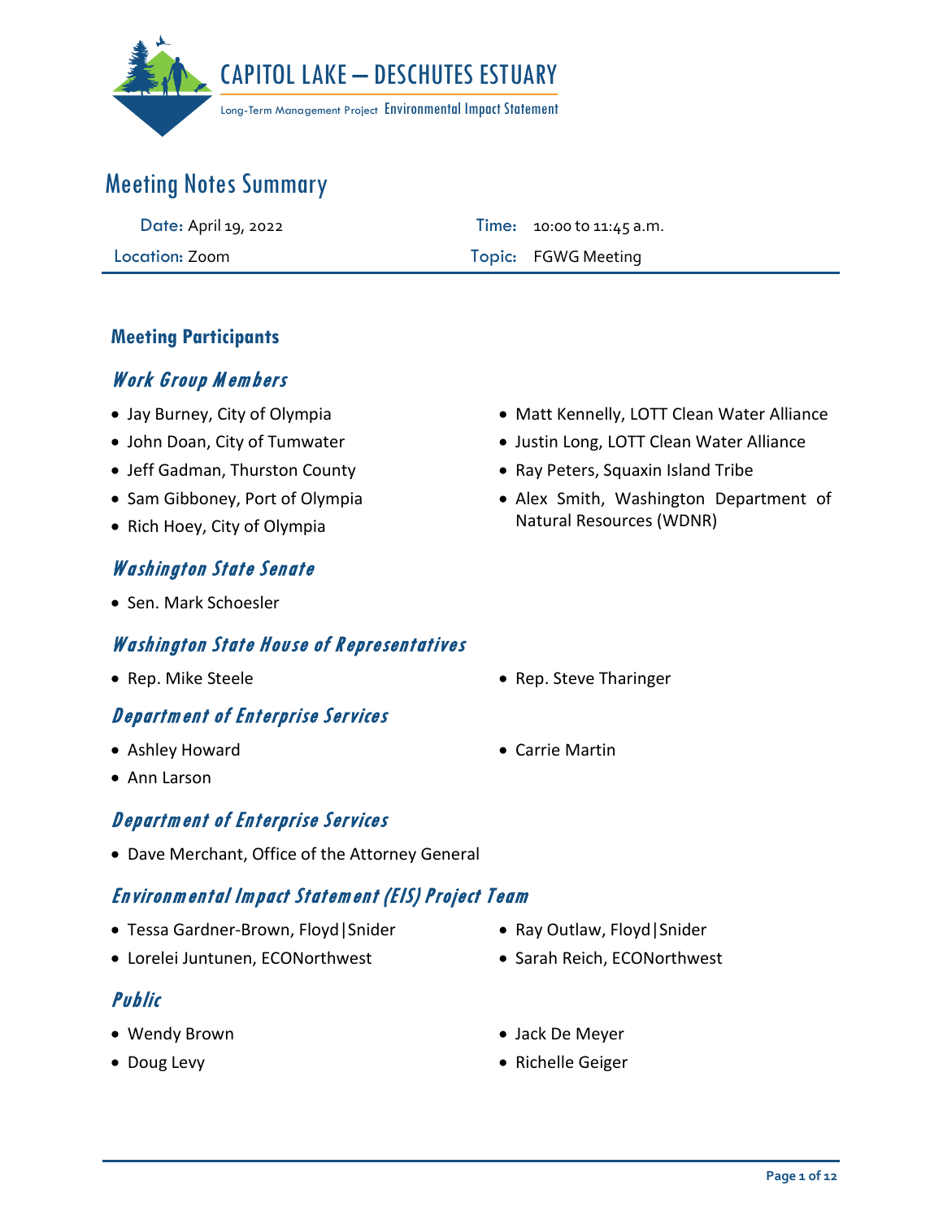CAPITOL LAKE – DESCHUTES ESTUARY

Long-Term Management Project Environmental Impact Statement

# Meeting Notes Summary

| Date: April 19, 2022 | Time: 10:00 to 11:45 a.m. |
|---|---|
| Location: Zoom | Topic: FGWG Meeting |

## Meeting Participants

### Work Group Members

- Jay Burney, City of Olympia
- John Doan, City of Tumwater
- Jeff Gadman, Thurston County
- Sam Gibboney, Port of Olympia
- Rich Hoey, City of Olympia
- Matt Kennelly, LOTT Clean Water Alliance
- Justin Long, LOTT Clean Water Alliance
- Ray Peters, Squaxin Island Tribe
- Alex Smith, Washington Department of Natural Resources (WDNR)

### Washington State Senate

- Sen. Mark Schoesler

### Washington State House of Representatives

- Rep. Mike Steele
- Rep. Steve Tharinger

### Department of Enterprise Services

- Ashley Howard
- Ann Larson
- Carrie Martin

### Department of Enterprise Services

- Dave Merchant, Office of the Attorney General

### Environmental Impact Statement (EIS) Project Team

- Tessa Gardner-Brown, Floyd|Snider
- Lorelei Juntunen, ECONorthwest
- Ray Outlaw, Floyd|Snider
- Sarah Reich, ECONorthwest

### Public

- Wendy Brown
- Doug Levy
- Jack De Meyer
- Richelle Geiger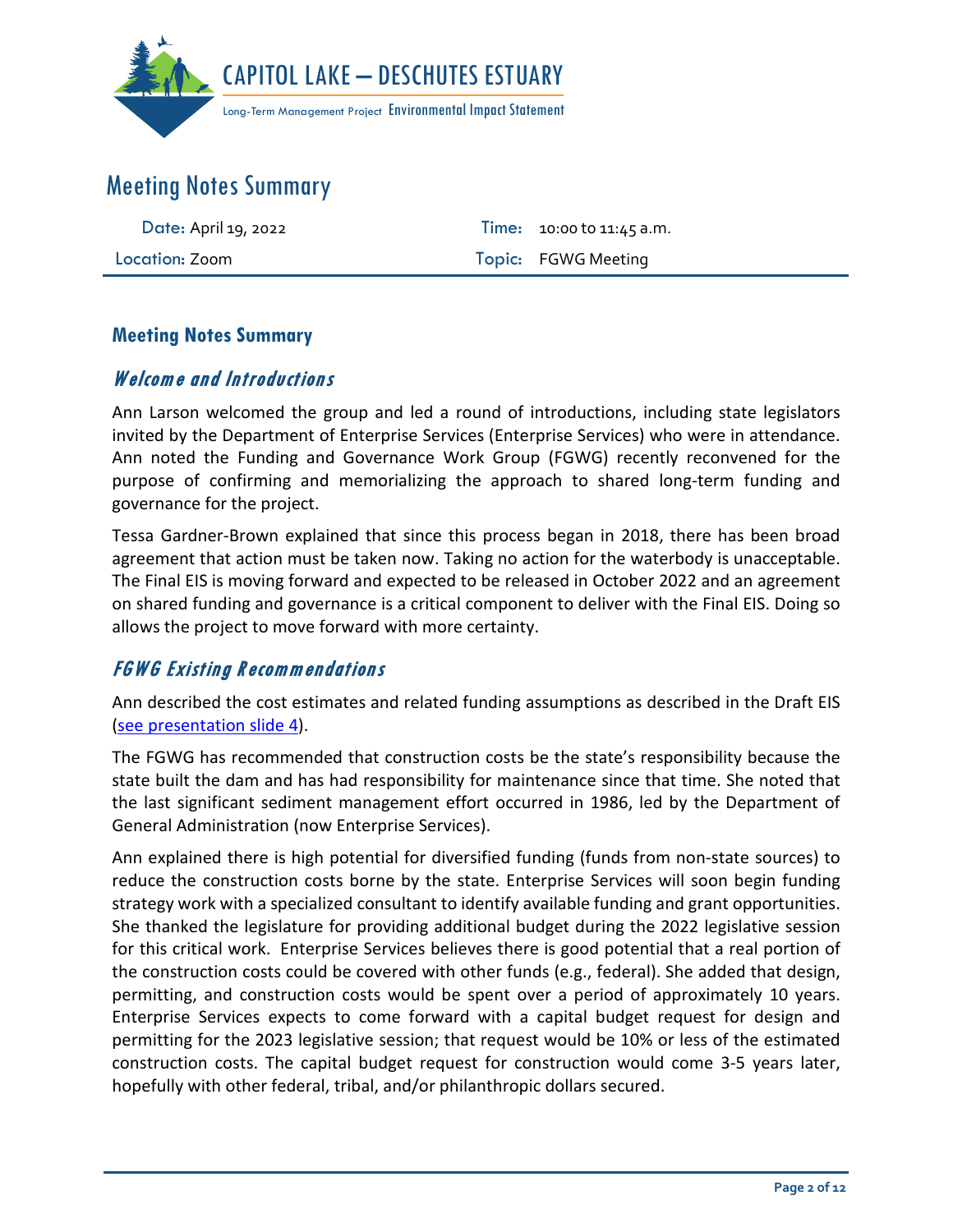# Meeting Notes Summary

| Date: April 19, 2022 | Time: 10:00 to 11:45 a.m. |
|---|---|
| Location: Zoom | Topic: FGWG Meeting |

## Meeting Notes Summary

### *Welcome and Introductions*

Ann Larson welcomed the group and led a round of introductions, including state legislators invited by the Department of Enterprise Services (Enterprise Services) who were in attendance. Ann noted the Funding and Governance Work Group (FGWG) recently reconvened for the purpose of confirming and memorializing the approach to shared long-term funding and governance for the project.

Tessa Gardner-Brown explained that since this process began in 2018, there has been broad agreement that action must be taken now. Taking no action for the waterbody is unacceptable. The Final EIS is moving forward and expected to be released in October 2022 and an agreement on shared funding and governance is a critical component to deliver with the Final EIS. Doing so allows the project to move forward with more certainty.

### *FGWG Existing Recommendations*

Ann described the cost estimates and related funding assumptions as described in the Draft EIS (see presentation slide 4).

The FGWG has recommended that construction costs be the state's responsibility because the state built the dam and has had responsibility for maintenance since that time. She noted that the last significant sediment management effort occurred in 1986, led by the Department of General Administration (now Enterprise Services).

Ann explained there is high potential for diversified funding (funds from non-state sources) to reduce the construction costs borne by the state. Enterprise Services will soon begin funding strategy work with a specialized consultant to identify available funding and grant opportunities. She thanked the legislature for providing additional budget during the 2022 legislative session for this critical work. Enterprise Services believes there is good potential that a real portion of the construction costs could be covered with other funds (e.g., federal). She added that design, permitting, and construction costs would be spent over a period of approximately 10 years. Enterprise Services expects to come forward with a capital budget request for design and permitting for the 2023 legislative session; that request would be 10% or less of the estimated construction costs. The capital budget request for construction would come 3-5 years later, hopefully with other federal, tribal, and/or philanthropic dollars secured.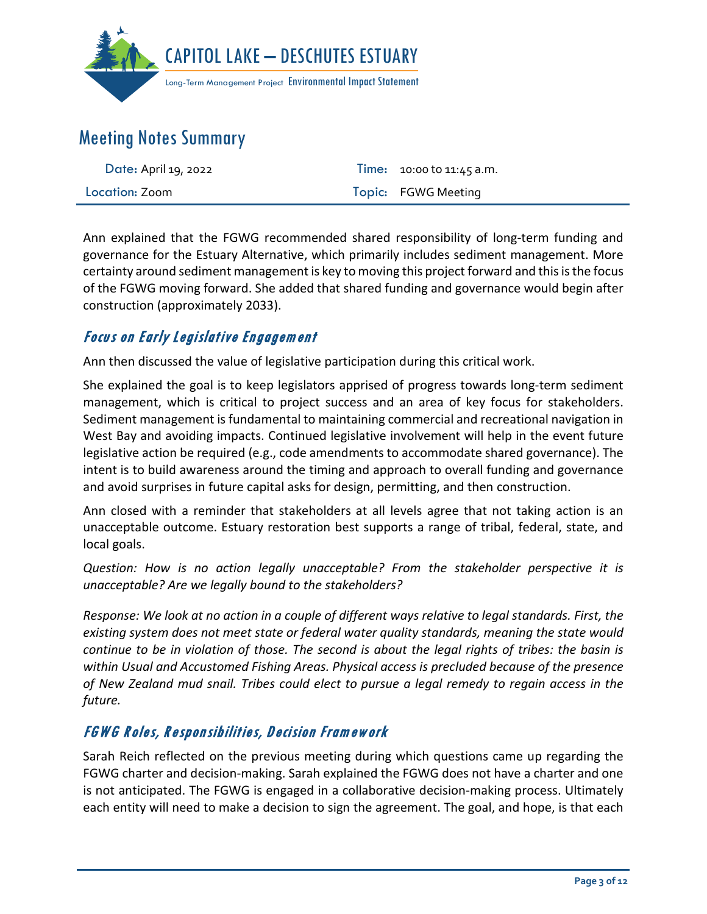Ann explained that the FGWG recommended shared responsibility of long-term funding and governance for the Estuary Alternative, which primarily includes sediment management. More certainty around sediment management is key to moving this project forward and this is the focus of the FGWG moving forward. She added that shared funding and governance would begin after construction (approximately 2033).

## Focus on Early Legislative Engagement

Ann then discussed the value of legislative participation during this critical work.

She explained the goal is to keep legislators apprised of progress towards long-term sediment management, which is critical to project success and an area of key focus for stakeholders. Sediment management is fundamental to maintaining commercial and recreational navigation in West Bay and avoiding impacts. Continued legislative involvement will help in the event future legislative action be required (e.g., code amendments to accommodate shared governance). The intent is to build awareness around the timing and approach to overall funding and governance and avoid surprises in future capital asks for design, permitting, and then construction.

Ann closed with a reminder that stakeholders at all levels agree that not taking action is an unacceptable outcome. Estuary restoration best supports a range of tribal, federal, state, and local goals.

*Question: How is no action legally unacceptable? From the stakeholder perspective it is unacceptable? Are we legally bound to the stakeholders?*

*Response: We look at no action in a couple of different ways relative to legal standards. First, the existing system does not meet state or federal water quality standards, meaning the state would continue to be in violation of those. The second is about the legal rights of tribes: the basin is within Usual and Accustomed Fishing Areas. Physical access is precluded because of the presence of New Zealand mud snail. Tribes could elect to pursue a legal remedy to regain access in the future.*

## FGWG Roles, Responsibilities, Decision Framework

Sarah Reich reflected on the previous meeting during which questions came up regarding the FGWG charter and decision-making. Sarah explained the FGWG does not have a charter and one is not anticipated. The FGWG is engaged in a collaborative decision-making process. Ultimately each entity will need to make a decision to sign the agreement. The goal, and hope, is that each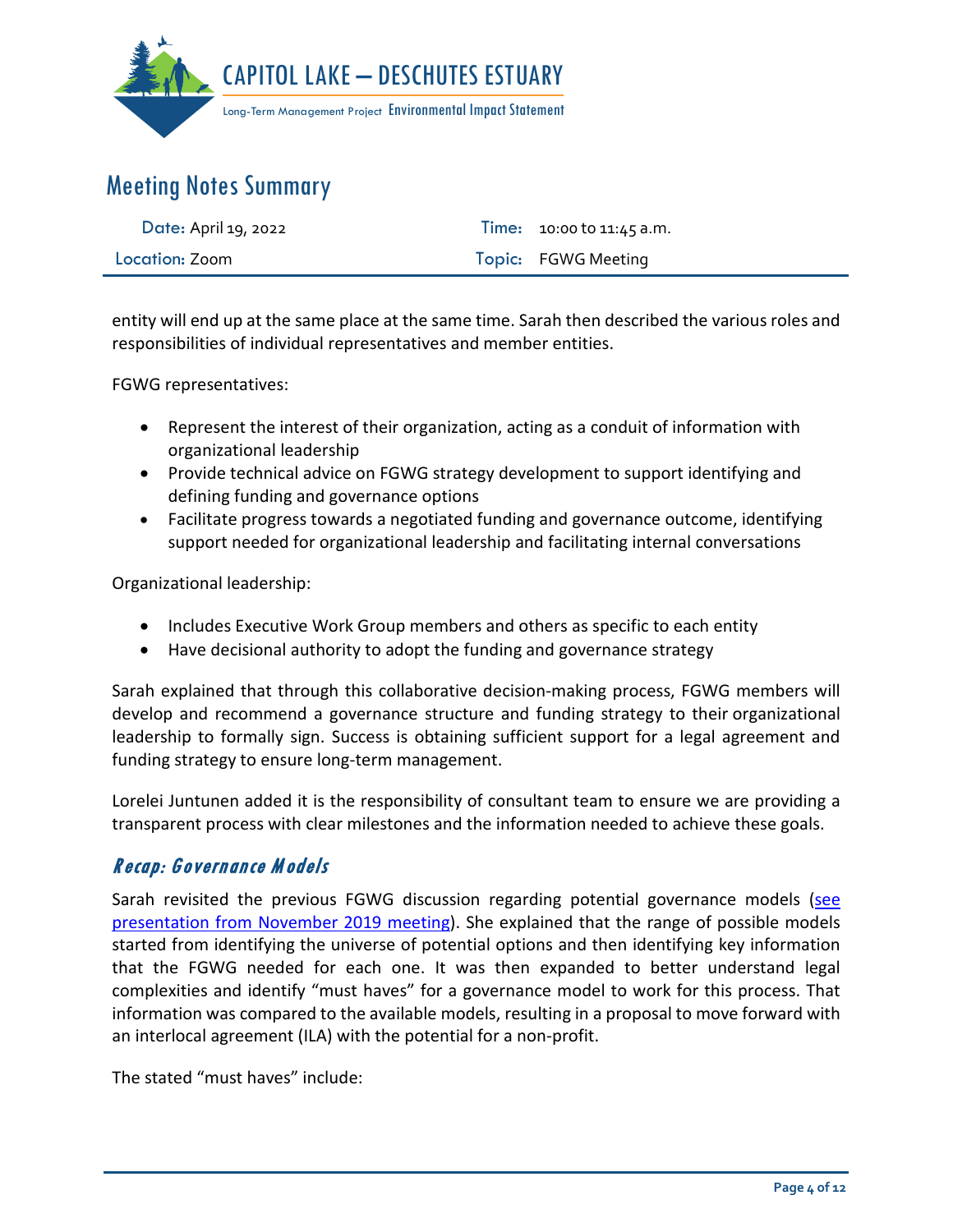entity will end up at the same place at the same time. Sarah then described the various roles and responsibilities of individual representatives and member entities.

FGWG representatives:

- Represent the interest of their organization, acting as a conduit of information with organizational leadership
- Provide technical advice on FGWG strategy development to support identifying and defining funding and governance options
- Facilitate progress towards a negotiated funding and governance outcome, identifying support needed for organizational leadership and facilitating internal conversations

Organizational leadership:

- Includes Executive Work Group members and others as specific to each entity
- Have decisional authority to adopt the funding and governance strategy

Sarah explained that through this collaborative decision-making process, FGWG members will develop and recommend a governance structure and funding strategy to their organizational leadership to formally sign. Success is obtaining sufficient support for a legal agreement and funding strategy to ensure long-term management.

Lorelei Juntunen added it is the responsibility of consultant team to ensure we are providing a transparent process with clear milestones and the information needed to achieve these goals.

## *Recap: Governance Models*

Sarah revisited the previous FGWG discussion regarding potential governance models (see presentation from November 2019 meeting). She explained that the range of possible models started from identifying the universe of potential options and then identifying key information that the FGWG needed for each one. It was then expanded to better understand legal complexities and identify "must haves" for a governance model to work for this process. That information was compared to the available models, resulting in a proposal to move forward with an interlocal agreement (ILA) with the potential for a non-profit.

The stated "must haves" include: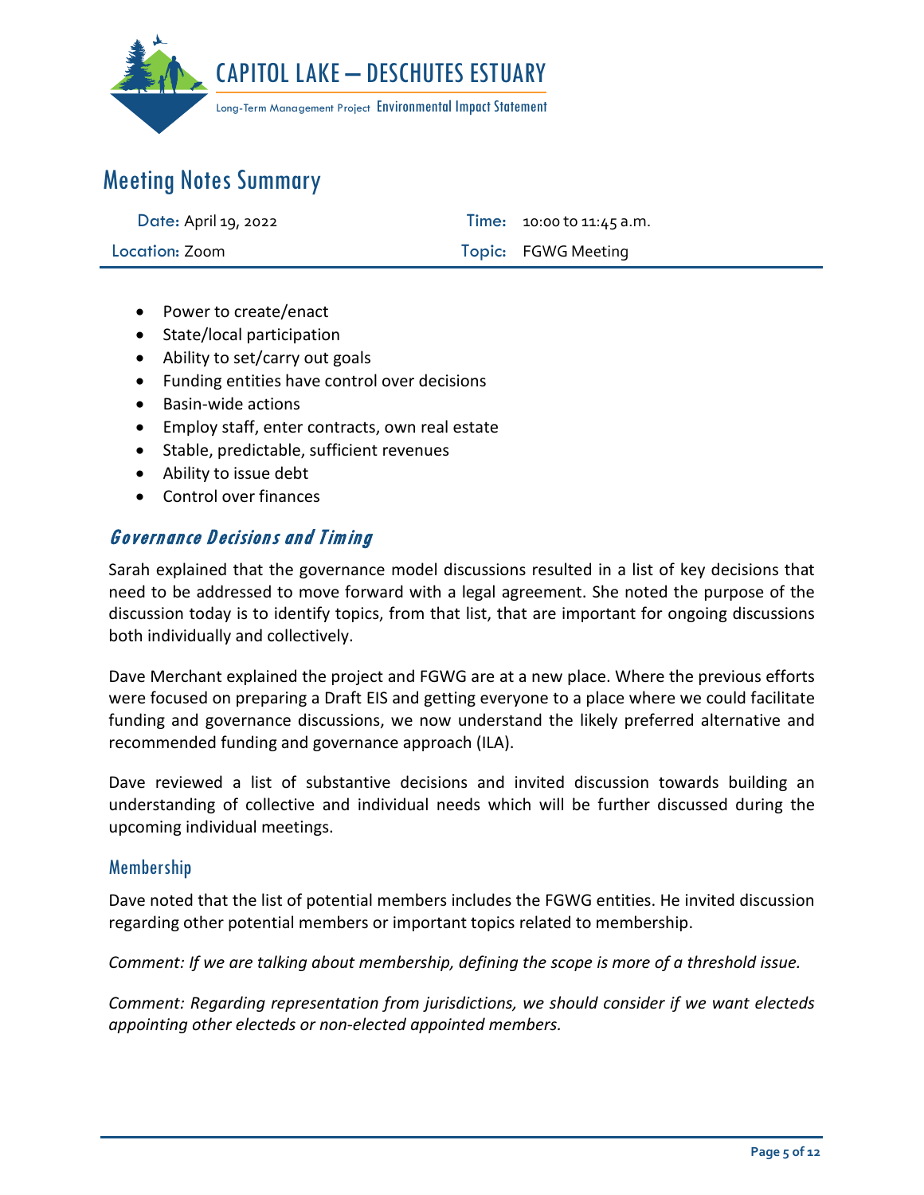- Power to create/enact
- State/local participation
- Ability to set/carry out goals
- Funding entities have control over decisions
- Basin-wide actions
- Employ staff, enter contracts, own real estate
- Stable, predictable, sufficient revenues
- Ability to issue debt
- Control over finances

## *Governance Decisions and Timing*

Sarah explained that the governance model discussions resulted in a list of key decisions that need to be addressed to move forward with a legal agreement. She noted the purpose of the discussion today is to identify topics, from that list, that are important for ongoing discussions both individually and collectively.

Dave Merchant explained the project and FGWG are at a new place. Where the previous efforts were focused on preparing a Draft EIS and getting everyone to a place where we could facilitate funding and governance discussions, we now understand the likely preferred alternative and recommended funding and governance approach (ILA).

Dave reviewed a list of substantive decisions and invited discussion towards building an understanding of collective and individual needs which will be further discussed during the upcoming individual meetings.

### Membership

Dave noted that the list of potential members includes the FGWG entities. He invited discussion regarding other potential members or important topics related to membership.

*Comment: If we are talking about membership, defining the scope is more of a threshold issue.*

*Comment: Regarding representation from jurisdictions, we should consider if we want electeds appointing other electeds or non-elected appointed members.*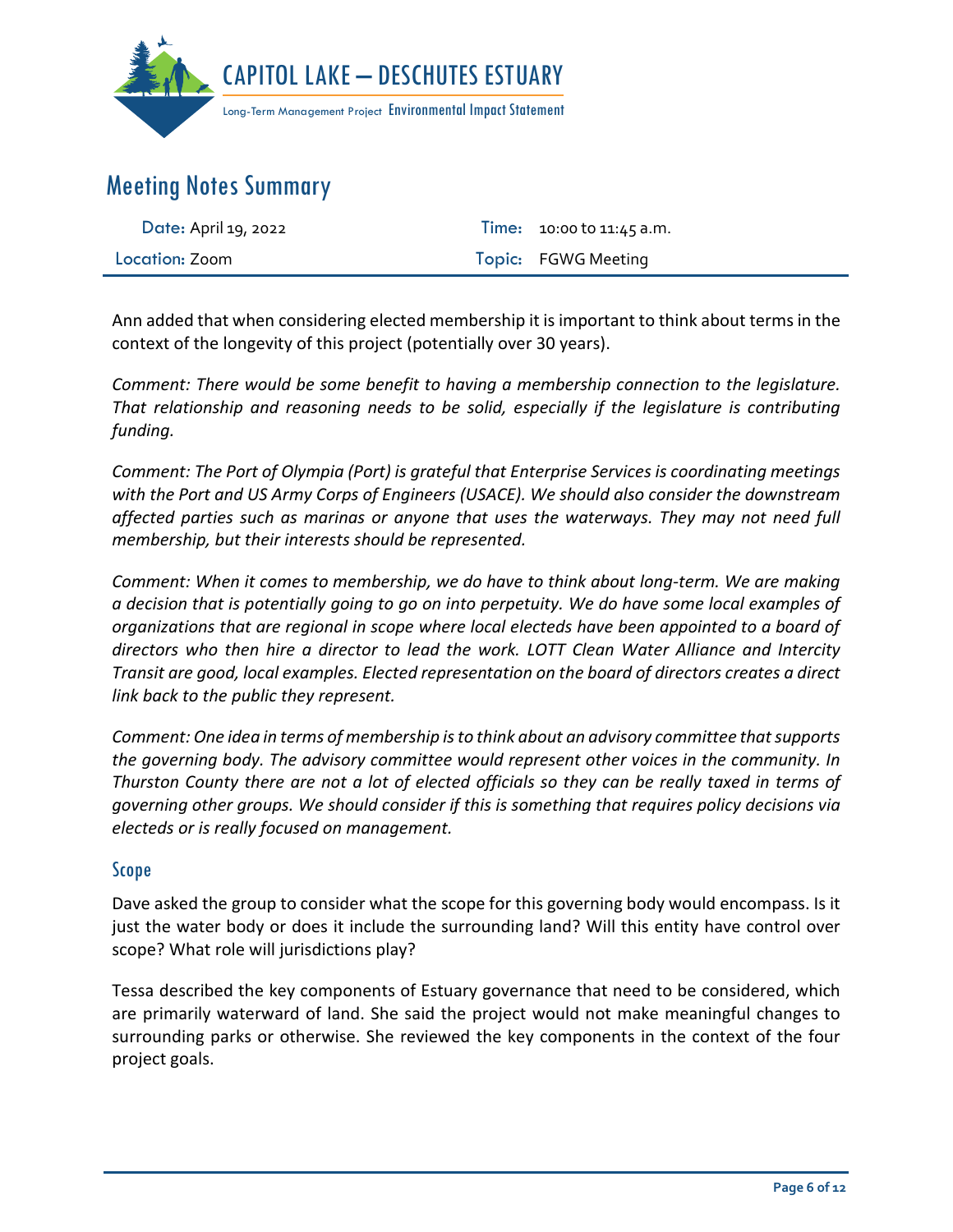Ann added that when considering elected membership it is important to think about terms in the context of the longevity of this project (potentially over 30 years).

*Comment: There would be some benefit to having a membership connection to the legislature. That relationship and reasoning needs to be solid, especially if the legislature is contributing funding.*

*Comment: The Port of Olympia (Port) is grateful that Enterprise Services is coordinating meetings with the Port and US Army Corps of Engineers (USACE). We should also consider the downstream affected parties such as marinas or anyone that uses the waterways. They may not need full membership, but their interests should be represented.*

*Comment: When it comes to membership, we do have to think about long-term. We are making a decision that is potentially going to go on into perpetuity. We do have some local examples of organizations that are regional in scope where local electeds have been appointed to a board of directors who then hire a director to lead the work. LOTT Clean Water Alliance and Intercity Transit are good, local examples. Elected representation on the board of directors creates a direct link back to the public they represent.*

*Comment: One idea in terms of membership is to think about an advisory committee that supports the governing body. The advisory committee would represent other voices in the community. In Thurston County there are not a lot of elected officials so they can be really taxed in terms of governing other groups. We should consider if this is something that requires policy decisions via electeds or is really focused on management.*

## Scope

Dave asked the group to consider what the scope for this governing body would encompass. Is it just the water body or does it include the surrounding land? Will this entity have control over scope? What role will jurisdictions play?

Tessa described the key components of Estuary governance that need to be considered, which are primarily waterward of land. She said the project would not make meaningful changes to surrounding parks or otherwise. She reviewed the key components in the context of the four project goals.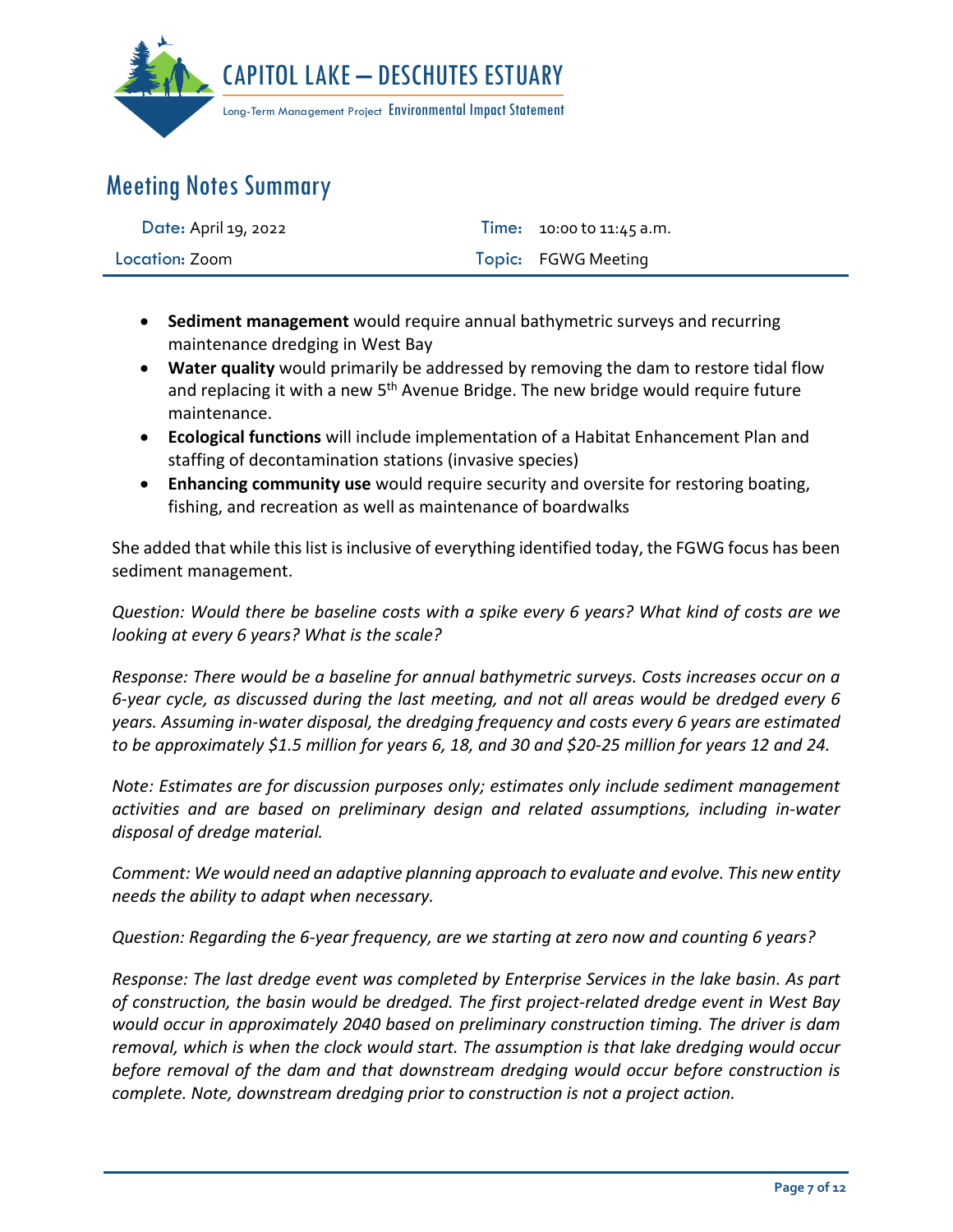- **Sediment management** would require annual bathymetric surveys and recurring maintenance dredging in West Bay
- **Water quality** would primarily be addressed by removing the dam to restore tidal flow and replacing it with a new 5th Avenue Bridge. The new bridge would require future maintenance.
- **Ecological functions** will include implementation of a Habitat Enhancement Plan and staffing of decontamination stations (invasive species)
- **Enhancing community use** would require security and oversite for restoring boating, fishing, and recreation as well as maintenance of boardwalks

She added that while this list is inclusive of everything identified today, the FGWG focus has been sediment management.

*Question: Would there be baseline costs with a spike every 6 years? What kind of costs are we looking at every 6 years? What is the scale?*

*Response: There would be a baseline for annual bathymetric surveys. Costs increases occur on a 6-year cycle, as discussed during the last meeting, and not all areas would be dredged every 6 years. Assuming in-water disposal, the dredging frequency and costs every 6 years are estimated to be approximately $1.5 million for years 6, 18, and 30 and $20-25 million for years 12 and 24.*

*Note: Estimates are for discussion purposes only; estimates only include sediment management activities and are based on preliminary design and related assumptions, including in-water disposal of dredge material.*

*Comment: We would need an adaptive planning approach to evaluate and evolve. This new entity needs the ability to adapt when necessary.*

*Question: Regarding the 6-year frequency, are we starting at zero now and counting 6 years?*

*Response: The last dredge event was completed by Enterprise Services in the lake basin. As part of construction, the basin would be dredged. The first project-related dredge event in West Bay would occur in approximately 2040 based on preliminary construction timing. The driver is dam removal, which is when the clock would start. The assumption is that lake dredging would occur before removal of the dam and that downstream dredging would occur before construction is complete. Note, downstream dredging prior to construction is not a project action.*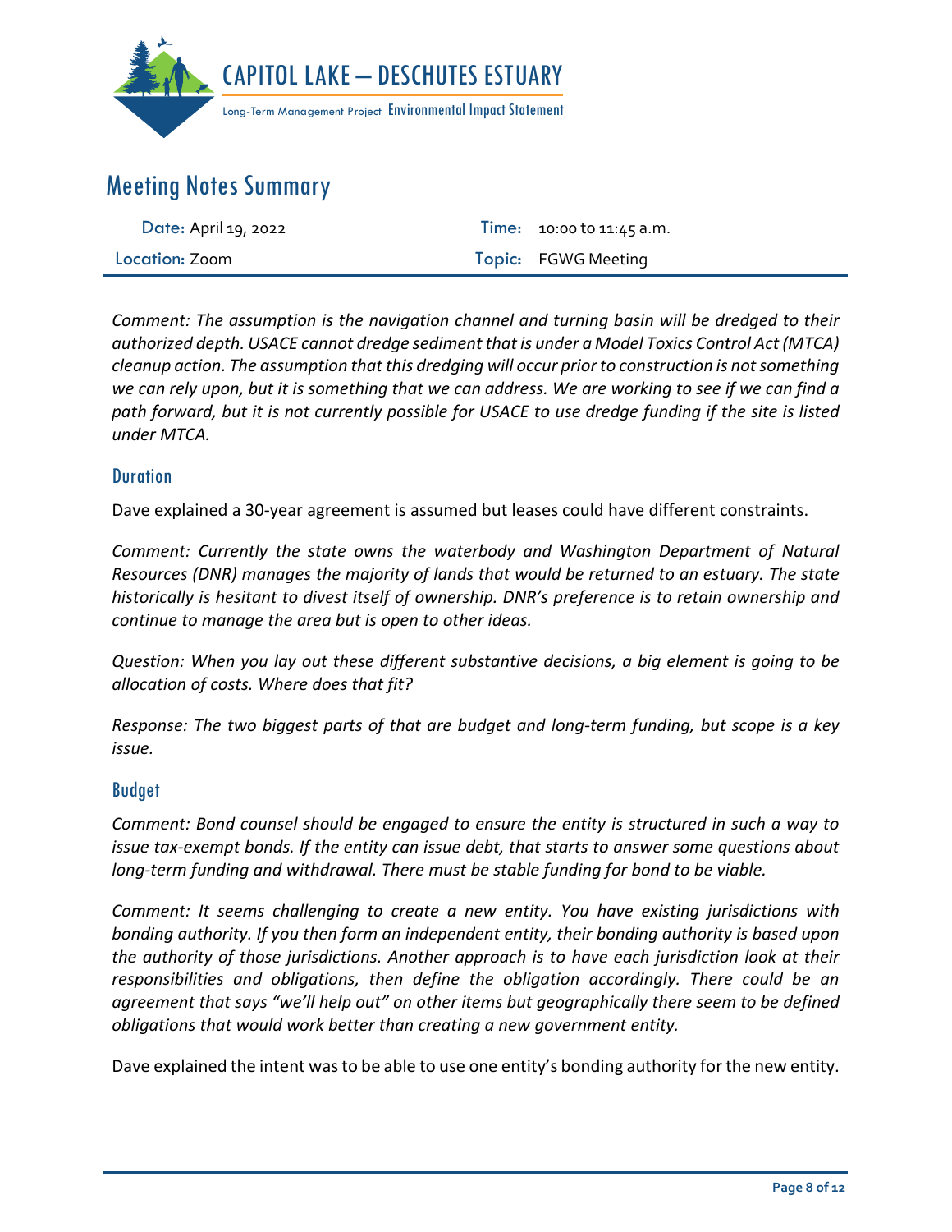*Comment: The assumption is the navigation channel and turning basin will be dredged to their authorized depth. USACE cannot dredge sediment that is under a Model Toxics Control Act (MTCA) cleanup action. The assumption that this dredging will occur prior to construction is not something we can rely upon, but it is something that we can address. We are working to see if we can find a path forward, but it is not currently possible for USACE to use dredge funding if the site is listed under MTCA.*

### Duration

Dave explained a 30-year agreement is assumed but leases could have different constraints.

*Comment: Currently the state owns the waterbody and Washington Department of Natural Resources (DNR) manages the majority of lands that would be returned to an estuary. The state historically is hesitant to divest itself of ownership. DNR's preference is to retain ownership and continue to manage the area but is open to other ideas.*

*Question: When you lay out these different substantive decisions, a big element is going to be allocation of costs. Where does that fit?*

*Response: The two biggest parts of that are budget and long-term funding, but scope is a key issue.*

### Budget

*Comment: Bond counsel should be engaged to ensure the entity is structured in such a way to issue tax-exempt bonds. If the entity can issue debt, that starts to answer some questions about long-term funding and withdrawal. There must be stable funding for bond to be viable.*

*Comment: It seems challenging to create a new entity. You have existing jurisdictions with bonding authority. If you then form an independent entity, their bonding authority is based upon the authority of those jurisdictions. Another approach is to have each jurisdiction look at their responsibilities and obligations, then define the obligation accordingly. There could be an agreement that says "we'll help out" on other items but geographically there seem to be defined obligations that would work better than creating a new government entity.*

Dave explained the intent was to be able to use one entity's bonding authority for the new entity.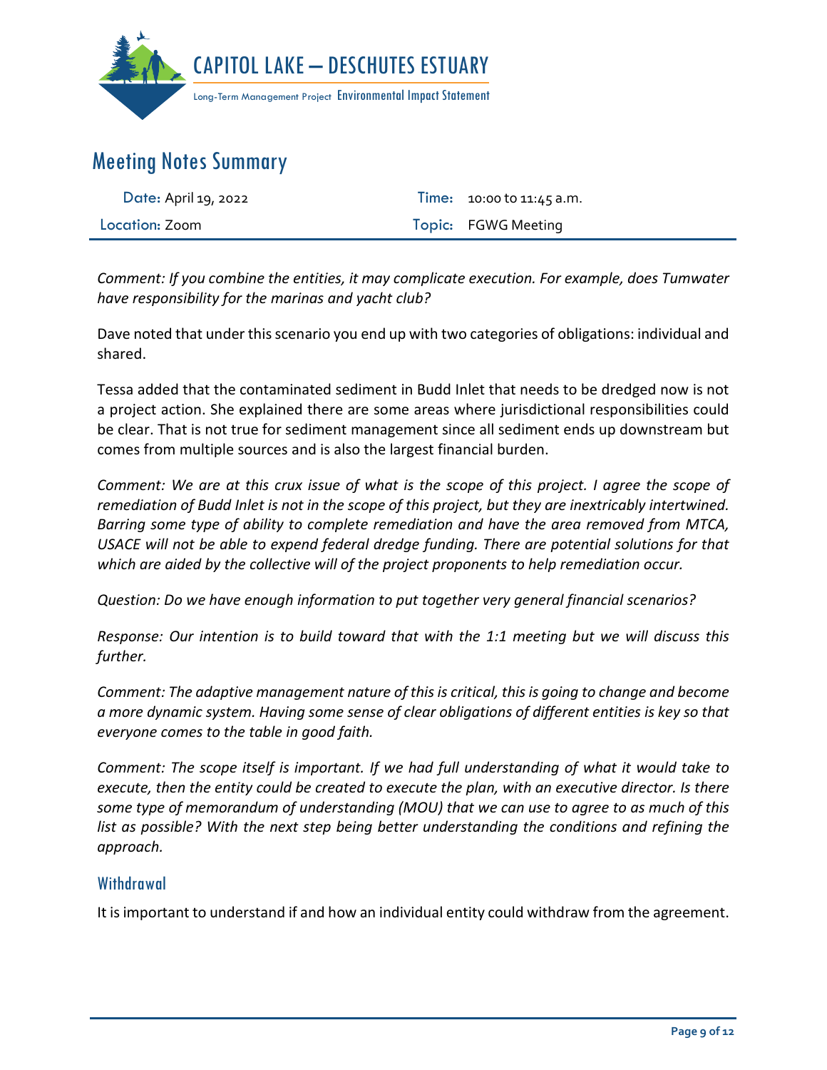*Comment: If you combine the entities, it may complicate execution. For example, does Tumwater have responsibility for the marinas and yacht club?*

Dave noted that under this scenario you end up with two categories of obligations: individual and shared.

Tessa added that the contaminated sediment in Budd Inlet that needs to be dredged now is not a project action. She explained there are some areas where jurisdictional responsibilities could be clear. That is not true for sediment management since all sediment ends up downstream but comes from multiple sources and is also the largest financial burden.

*Comment: We are at this crux issue of what is the scope of this project. I agree the scope of remediation of Budd Inlet is not in the scope of this project, but they are inextricably intertwined. Barring some type of ability to complete remediation and have the area removed from MTCA, USACE will not be able to expend federal dredge funding. There are potential solutions for that which are aided by the collective will of the project proponents to help remediation occur.*

*Question: Do we have enough information to put together very general financial scenarios?*

*Response: Our intention is to build toward that with the 1:1 meeting but we will discuss this further.*

*Comment: The adaptive management nature of this is critical, this is going to change and become a more dynamic system. Having some sense of clear obligations of different entities is key so that everyone comes to the table in good faith.*

*Comment: The scope itself is important. If we had full understanding of what it would take to execute, then the entity could be created to execute the plan, with an executive director. Is there some type of memorandum of understanding (MOU) that we can use to agree to as much of this list as possible? With the next step being better understanding the conditions and refining the approach.*

### Withdrawal

It is important to understand if and how an individual entity could withdraw from the agreement.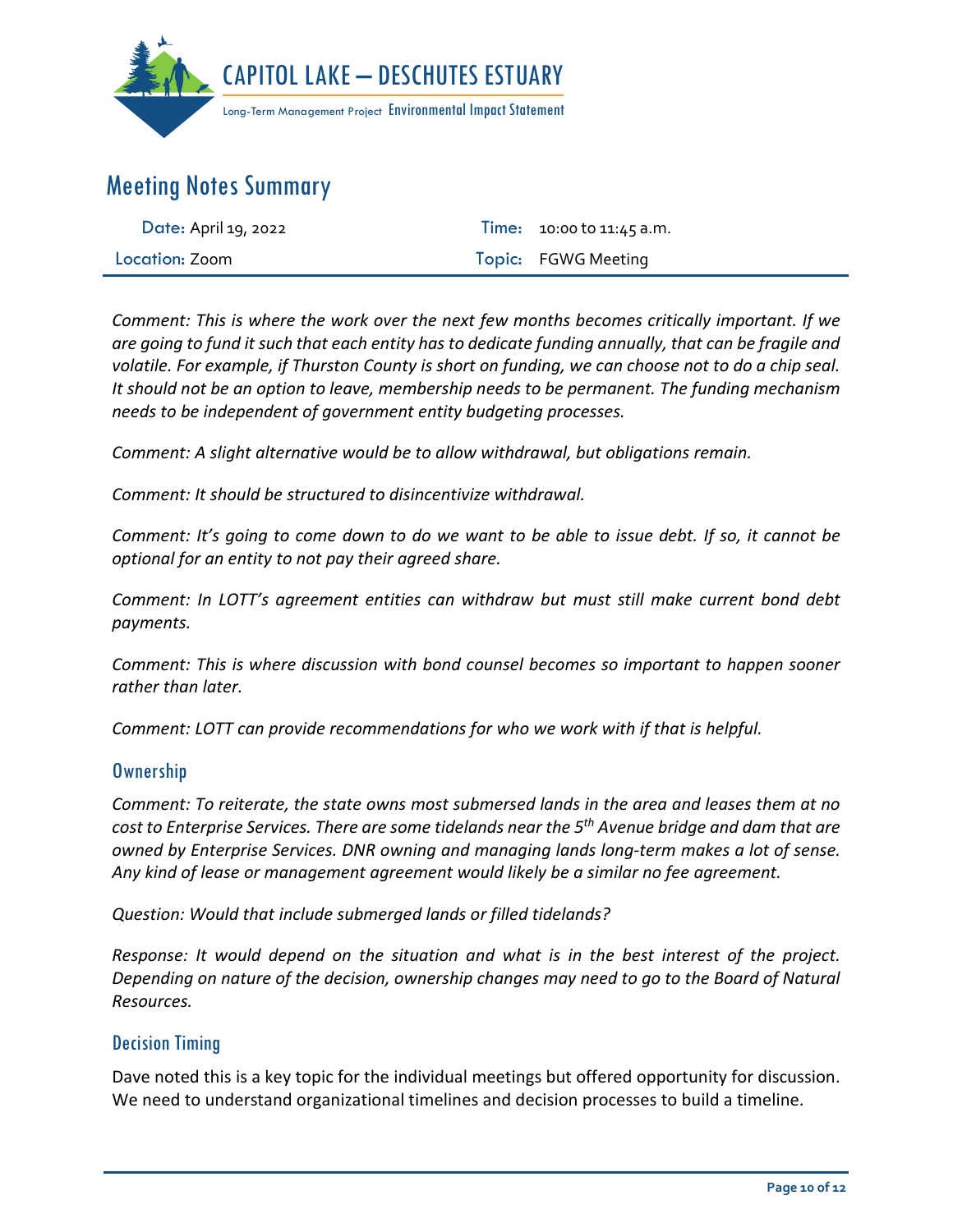*Comment: This is where the work over the next few months becomes critically important. If we are going to fund it such that each entity has to dedicate funding annually, that can be fragile and volatile. For example, if Thurston County is short on funding, we can choose not to do a chip seal. It should not be an option to leave, membership needs to be permanent. The funding mechanism needs to be independent of government entity budgeting processes.*

*Comment: A slight alternative would be to allow withdrawal, but obligations remain.*

*Comment: It should be structured to disincentivize withdrawal.*

*Comment: It's going to come down to do we want to be able to issue debt. If so, it cannot be optional for an entity to not pay their agreed share.*

*Comment: In LOTT's agreement entities can withdraw but must still make current bond debt payments.*

*Comment: This is where discussion with bond counsel becomes so important to happen sooner rather than later.*

*Comment: LOTT can provide recommendations for who we work with if that is helpful.*

## Ownership

*Comment: To reiterate, the state owns most submersed lands in the area and leases them at no cost to Enterprise Services. There are some tidelands near the 5th Avenue bridge and dam that are owned by Enterprise Services. DNR owning and managing lands long-term makes a lot of sense. Any kind of lease or management agreement would likely be a similar no fee agreement.*

*Question: Would that include submerged lands or filled tidelands?*

*Response: It would depend on the situation and what is in the best interest of the project. Depending on nature of the decision, ownership changes may need to go to the Board of Natural Resources.*

## Decision Timing

Dave noted this is a key topic for the individual meetings but offered opportunity for discussion. We need to understand organizational timelines and decision processes to build a timeline.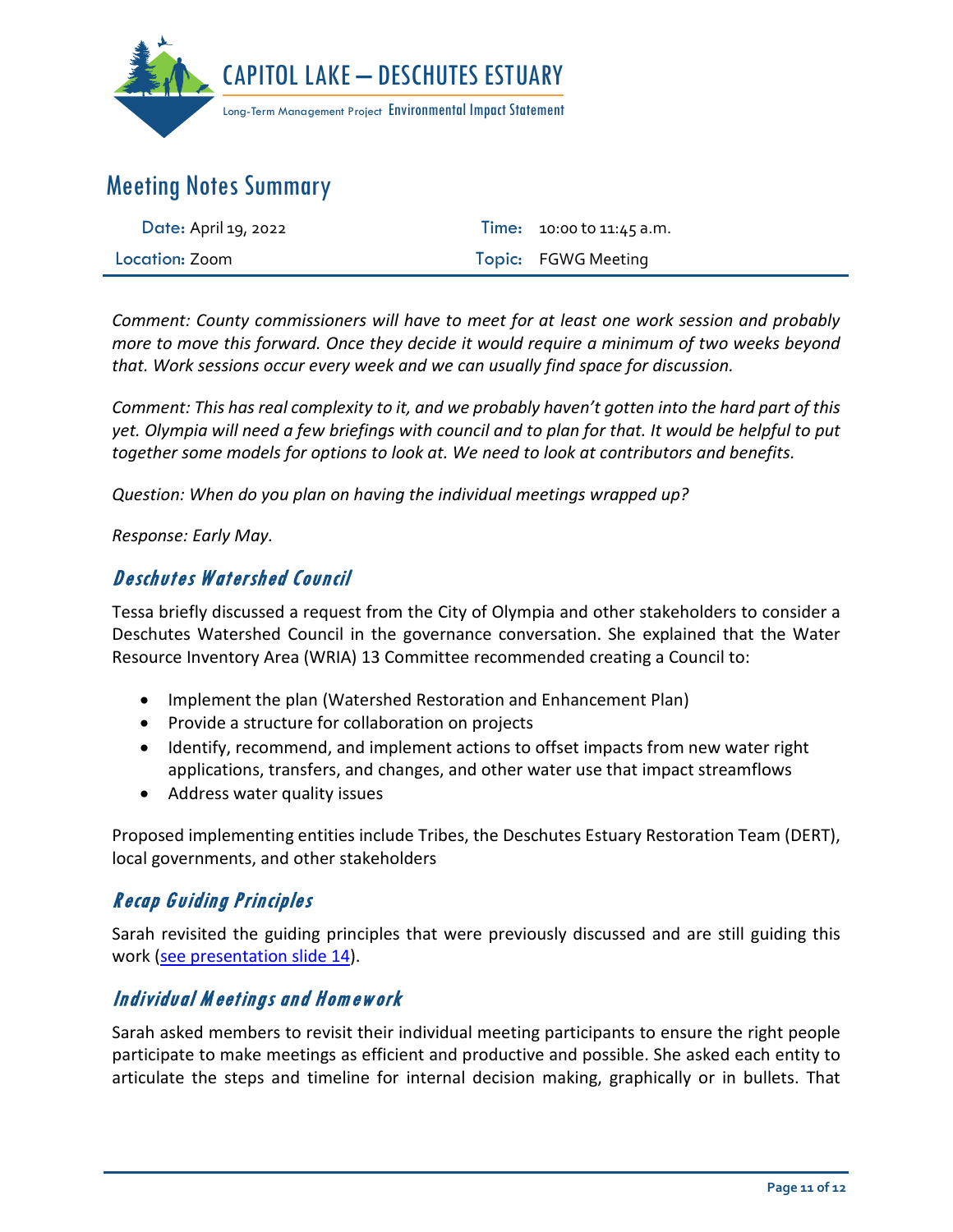*Comment: County commissioners will have to meet for at least one work session and probably more to move this forward. Once they decide it would require a minimum of two weeks beyond that. Work sessions occur every week and we can usually find space for discussion.*

*Comment: This has real complexity to it, and we probably haven't gotten into the hard part of this yet. Olympia will need a few briefings with council and to plan for that. It would be helpful to put together some models for options to look at. We need to look at contributors and benefits.*

*Question: When do you plan on having the individual meetings wrapped up?*

*Response: Early May.*

## Deschutes Watershed Council

Tessa briefly discussed a request from the City of Olympia and other stakeholders to consider a Deschutes Watershed Council in the governance conversation. She explained that the Water Resource Inventory Area (WRIA) 13 Committee recommended creating a Council to:

- Implement the plan (Watershed Restoration and Enhancement Plan)
- Provide a structure for collaboration on projects
- Identify, recommend, and implement actions to offset impacts from new water right applications, transfers, and changes, and other water use that impact streamflows
- Address water quality issues

Proposed implementing entities include Tribes, the Deschutes Estuary Restoration Team (DERT), local governments, and other stakeholders

## Recap Guiding Principles

Sarah revisited the guiding principles that were previously discussed and are still guiding this work (see presentation slide 14).

## Individual Meetings and Homework

Sarah asked members to revisit their individual meeting participants to ensure the right people participate to make meetings as efficient and productive and possible. She asked each entity to articulate the steps and timeline for internal decision making, graphically or in bullets. That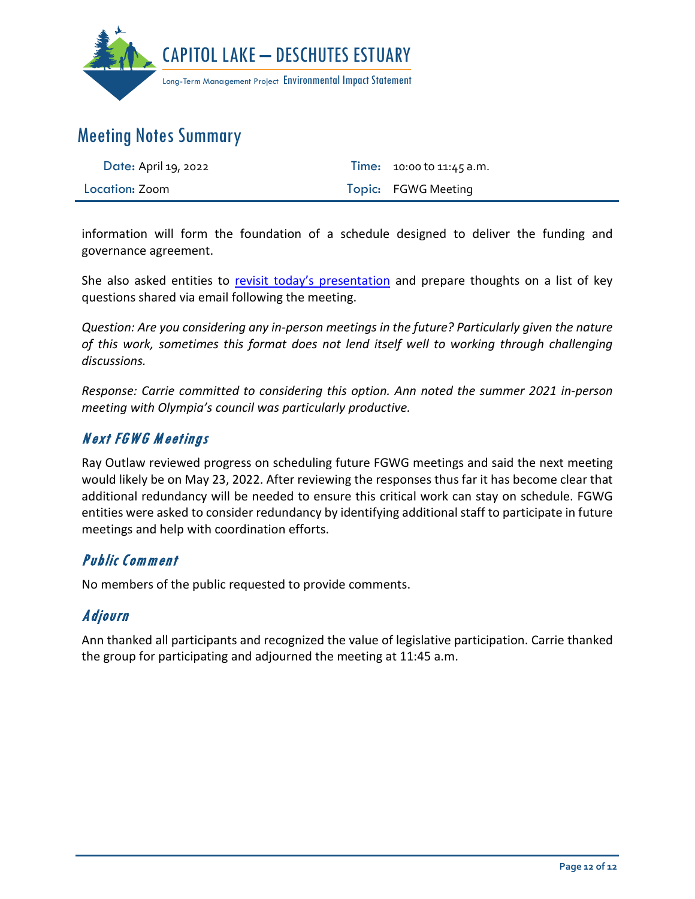information will form the foundation of a schedule designed to deliver the funding and governance agreement.

She also asked entities to [revisit today's presentation] and prepare thoughts on a list of key questions shared via email following the meeting.

*Question: Are you considering any in-person meetings in the future? Particularly given the nature of this work, sometimes this format does not lend itself well to working through challenging discussions.*

*Response: Carrie committed to considering this option. Ann noted the summer 2021 in-person meeting with Olympia's council was particularly productive.*

## Next FGWG Meetings

Ray Outlaw reviewed progress on scheduling future FGWG meetings and said the next meeting would likely be on May 23, 2022. After reviewing the responses thus far it has become clear that additional redundancy will be needed to ensure this critical work can stay on schedule. FGWG entities were asked to consider redundancy by identifying additional staff to participate in future meetings and help with coordination efforts.

## Public Comment

No members of the public requested to provide comments.

## Adjourn

Ann thanked all participants and recognized the value of legislative participation. Carrie thanked the group for participating and adjourned the meeting at 11:45 a.m.